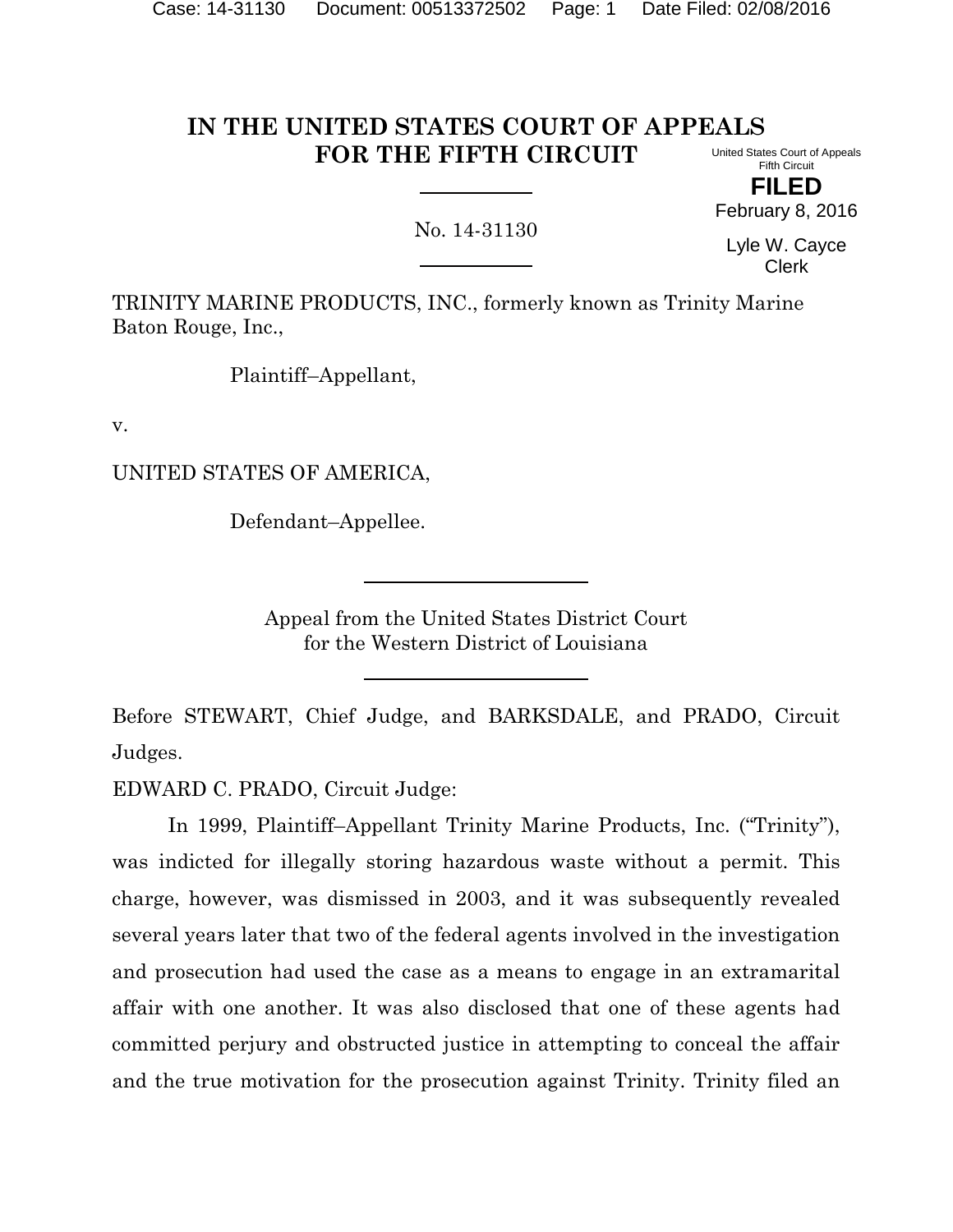# IN THE UNITED STATES COURT OF APPEALS FOR THE FIFTH CIRCUIT

United States Court of Appeals
Fifth Circuit

**FILED**

February 8, 2016

Lyle W. Cayce
Clerk

No. 14-31130

TRINITY MARINE PRODUCTS, INC., formerly known as Trinity Marine Baton Rouge, Inc.,

Plaintiff–Appellant,

v.

UNITED STATES OF AMERICA,

Defendant–Appellee.

Appeal from the United States District Court
for the Western District of Louisiana

Before STEWART, Chief Judge, and BARKSDALE, and PRADO, Circuit Judges.

EDWARD C. PRADO, Circuit Judge:

In 1999, Plaintiff–Appellant Trinity Marine Products, Inc. ("Trinity"), was indicted for illegally storing hazardous waste without a permit. This charge, however, was dismissed in 2003, and it was subsequently revealed several years later that two of the federal agents involved in the investigation and prosecution had used the case as a means to engage in an extramarital affair with one another. It was also disclosed that one of these agents had committed perjury and obstructed justice in attempting to conceal the affair and the true motivation for the prosecution against Trinity. Trinity filed an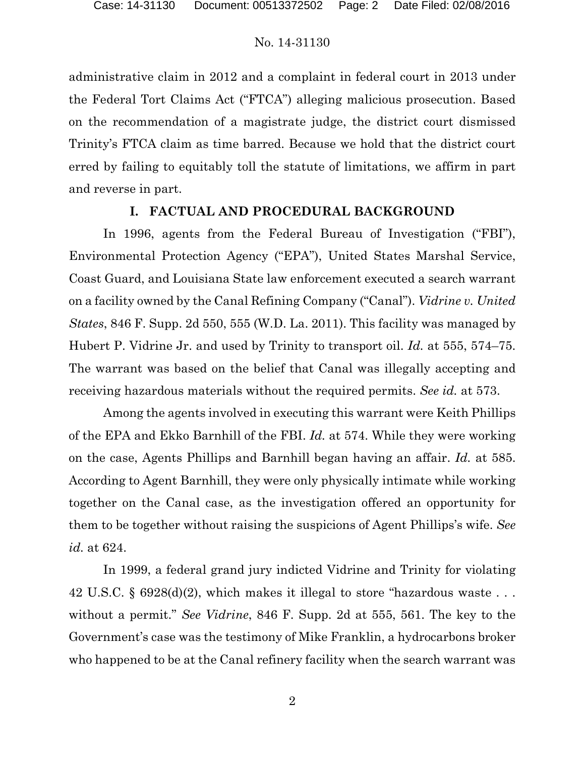administrative claim in 2012 and a complaint in federal court in 2013 under the Federal Tort Claims Act ("FTCA") alleging malicious prosecution. Based on the recommendation of a magistrate judge, the district court dismissed Trinity's FTCA claim as time barred. Because we hold that the district court erred by failing to equitably toll the statute of limitations, we affirm in part and reverse in part.

## I. FACTUAL AND PROCEDURAL BACKGROUND

In 1996, agents from the Federal Bureau of Investigation ("FBI"), Environmental Protection Agency ("EPA"), United States Marshal Service, Coast Guard, and Louisiana State law enforcement executed a search warrant on a facility owned by the Canal Refining Company ("Canal"). *Vidrine v. United States*, 846 F. Supp. 2d 550, 555 (W.D. La. 2011). This facility was managed by Hubert P. Vidrine Jr. and used by Trinity to transport oil. *Id.* at 555, 574–75. The warrant was based on the belief that Canal was illegally accepting and receiving hazardous materials without the required permits. *See id.* at 573.

Among the agents involved in executing this warrant were Keith Phillips of the EPA and Ekko Barnhill of the FBI. *Id.* at 574. While they were working on the case, Agents Phillips and Barnhill began having an affair. *Id.* at 585. According to Agent Barnhill, they were only physically intimate while working together on the Canal case, as the investigation offered an opportunity for them to be together without raising the suspicions of Agent Phillips's wife. *See id.* at 624.

In 1999, a federal grand jury indicted Vidrine and Trinity for violating 42 U.S.C. § 6928(d)(2), which makes it illegal to store "hazardous waste . . . without a permit." *See Vidrine*, 846 F. Supp. 2d at 555, 561. The key to the Government's case was the testimony of Mike Franklin, a hydrocarbons broker who happened to be at the Canal refinery facility when the search warrant was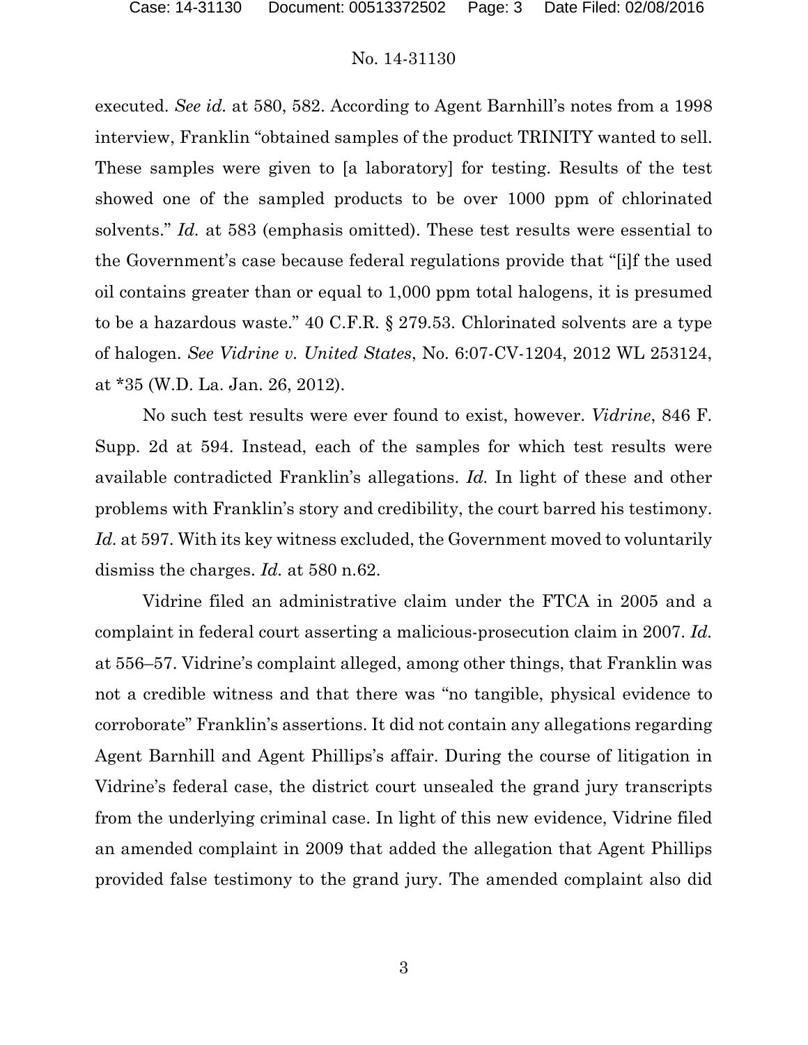executed. *See id.* at 580, 582. According to Agent Barnhill's notes from a 1998 interview, Franklin "obtained samples of the product TRINITY wanted to sell. These samples were given to [a laboratory] for testing. Results of the test showed one of the sampled products to be over 1000 ppm of chlorinated solvents." *Id.* at 583 (emphasis omitted). These test results were essential to the Government's case because federal regulations provide that "[i]f the used oil contains greater than or equal to 1,000 ppm total halogens, it is presumed to be a hazardous waste." 40 C.F.R. § 279.53. Chlorinated solvents are a type of halogen. *See Vidrine v. United States*, No. 6:07-CV-1204, 2012 WL 253124, at *35 (W.D. La. Jan. 26, 2012).

No such test results were ever found to exist, however. *Vidrine*, 846 F. Supp. 2d at 594. Instead, each of the samples for which test results were available contradicted Franklin's allegations. *Id.* In light of these and other problems with Franklin's story and credibility, the court barred his testimony. *Id.* at 597. With its key witness excluded, the Government moved to voluntarily dismiss the charges. *Id.* at 580 n.62.

Vidrine filed an administrative claim under the FTCA in 2005 and a complaint in federal court asserting a malicious-prosecution claim in 2007. *Id.* at 556–57. Vidrine's complaint alleged, among other things, that Franklin was not a credible witness and that there was "no tangible, physical evidence to corroborate" Franklin's assertions. It did not contain any allegations regarding Agent Barnhill and Agent Phillips's affair. During the course of litigation in Vidrine's federal case, the district court unsealed the grand jury transcripts from the underlying criminal case. In light of this new evidence, Vidrine filed an amended complaint in 2009 that added the allegation that Agent Phillips provided false testimony to the grand jury. The amended complaint also did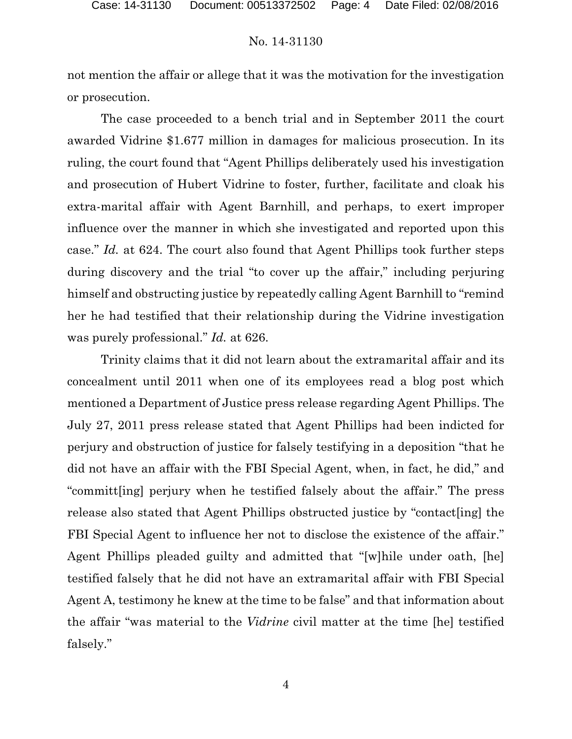not mention the affair or allege that it was the motivation for the investigation or prosecution.

The case proceeded to a bench trial and in September 2011 the court awarded Vidrine $1.677 million in damages for malicious prosecution. In its ruling, the court found that "Agent Phillips deliberately used his investigation and prosecution of Hubert Vidrine to foster, further, facilitate and cloak his extra-marital affair with Agent Barnhill, and perhaps, to exert improper influence over the manner in which she investigated and reported upon this case." *Id.* at 624. The court also found that Agent Phillips took further steps during discovery and the trial "to cover up the affair," including perjuring himself and obstructing justice by repeatedly calling Agent Barnhill to "remind her he had testified that their relationship during the Vidrine investigation was purely professional." *Id.* at 626.

Trinity claims that it did not learn about the extramarital affair and its concealment until 2011 when one of its employees read a blog post which mentioned a Department of Justice press release regarding Agent Phillips. The July 27, 2011 press release stated that Agent Phillips had been indicted for perjury and obstruction of justice for falsely testifying in a deposition "that he did not have an affair with the FBI Special Agent, when, in fact, he did," and "committ[ing] perjury when he testified falsely about the affair." The press release also stated that Agent Phillips obstructed justice by "contact[ing] the FBI Special Agent to influence her not to disclose the existence of the affair." Agent Phillips pleaded guilty and admitted that "[w]hile under oath, [he] testified falsely that he did not have an extramarital affair with FBI Special Agent A, testimony he knew at the time to be false" and that information about the affair "was material to the *Vidrine* civil matter at the time [he] testified falsely."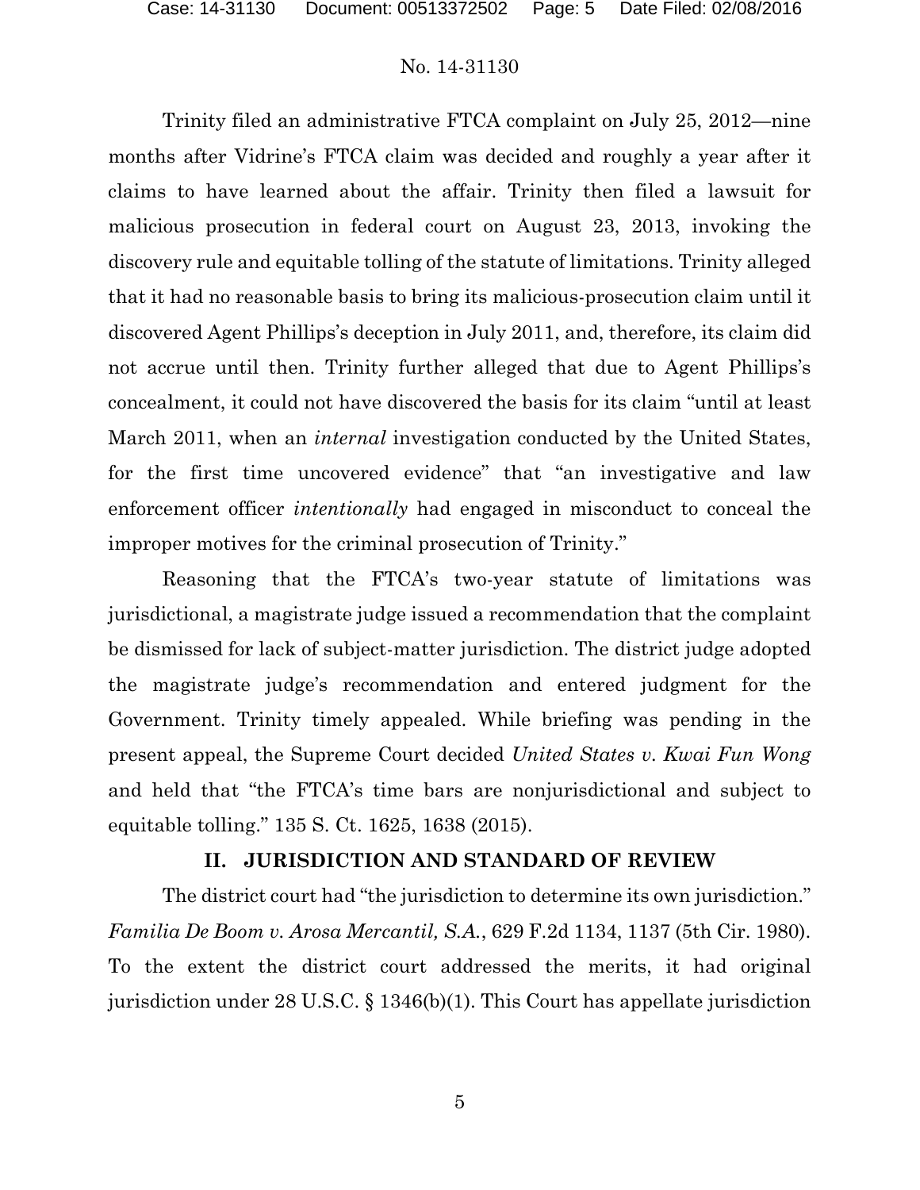Trinity filed an administrative FTCA complaint on July 25, 2012—nine months after Vidrine's FTCA claim was decided and roughly a year after it claims to have learned about the affair. Trinity then filed a lawsuit for malicious prosecution in federal court on August 23, 2013, invoking the discovery rule and equitable tolling of the statute of limitations. Trinity alleged that it had no reasonable basis to bring its malicious-prosecution claim until it discovered Agent Phillips's deception in July 2011, and, therefore, its claim did not accrue until then. Trinity further alleged that due to Agent Phillips's concealment, it could not have discovered the basis for its claim "until at least March 2011, when an *internal* investigation conducted by the United States, for the first time uncovered evidence" that "an investigative and law enforcement officer *intentionally* had engaged in misconduct to conceal the improper motives for the criminal prosecution of Trinity."

Reasoning that the FTCA's two-year statute of limitations was jurisdictional, a magistrate judge issued a recommendation that the complaint be dismissed for lack of subject-matter jurisdiction. The district judge adopted the magistrate judge's recommendation and entered judgment for the Government. Trinity timely appealed. While briefing was pending in the present appeal, the Supreme Court decided *United States v. Kwai Fun Wong* and held that "the FTCA's time bars are nonjurisdictional and subject to equitable tolling." 135 S. Ct. 1625, 1638 (2015).

## II. JURISDICTION AND STANDARD OF REVIEW

The district court had "the jurisdiction to determine its own jurisdiction." *Familia De Boom v. Arosa Mercantil, S.A.*, 629 F.2d 1134, 1137 (5th Cir. 1980). To the extent the district court addressed the merits, it had original jurisdiction under 28 U.S.C. § 1346(b)(1). This Court has appellate jurisdiction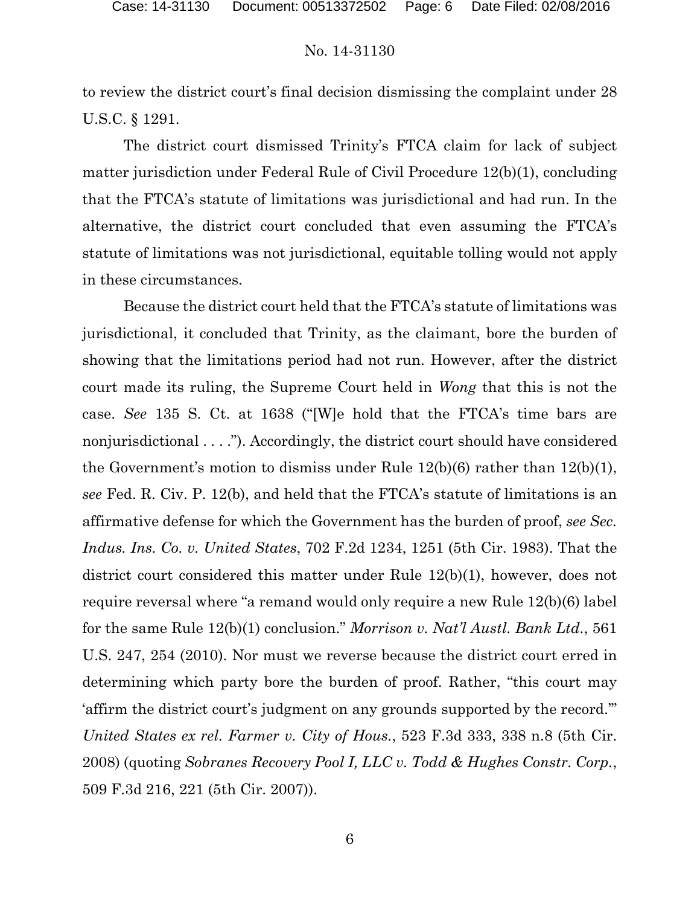to review the district court's final decision dismissing the complaint under 28 U.S.C. § 1291.

The district court dismissed Trinity's FTCA claim for lack of subject matter jurisdiction under Federal Rule of Civil Procedure 12(b)(1), concluding that the FTCA's statute of limitations was jurisdictional and had run. In the alternative, the district court concluded that even assuming the FTCA's statute of limitations was not jurisdictional, equitable tolling would not apply in these circumstances.

Because the district court held that the FTCA's statute of limitations was jurisdictional, it concluded that Trinity, as the claimant, bore the burden of showing that the limitations period had not run. However, after the district court made its ruling, the Supreme Court held in *Wong* that this is not the case. *See* 135 S. Ct. at 1638 ("[W]e hold that the FTCA's time bars are nonjurisdictional . . . ."). Accordingly, the district court should have considered the Government's motion to dismiss under Rule 12(b)(6) rather than 12(b)(1), *see* Fed. R. Civ. P. 12(b), and held that the FTCA's statute of limitations is an affirmative defense for which the Government has the burden of proof, *see Sec. Indus. Ins. Co. v. United States*, 702 F.2d 1234, 1251 (5th Cir. 1983). That the district court considered this matter under Rule 12(b)(1), however, does not require reversal where "a remand would only require a new Rule 12(b)(6) label for the same Rule 12(b)(1) conclusion." *Morrison v. Nat'l Austl. Bank Ltd.*, 561 U.S. 247, 254 (2010). Nor must we reverse because the district court erred in determining which party bore the burden of proof. Rather, "this court may 'affirm the district court's judgment on any grounds supported by the record.'" *United States ex rel. Farmer v. City of Hous.*, 523 F.3d 333, 338 n.8 (5th Cir. 2008) (quoting *Sobranes Recovery Pool I, LLC v. Todd & Hughes Constr. Corp.*, 509 F.3d 216, 221 (5th Cir. 2007)).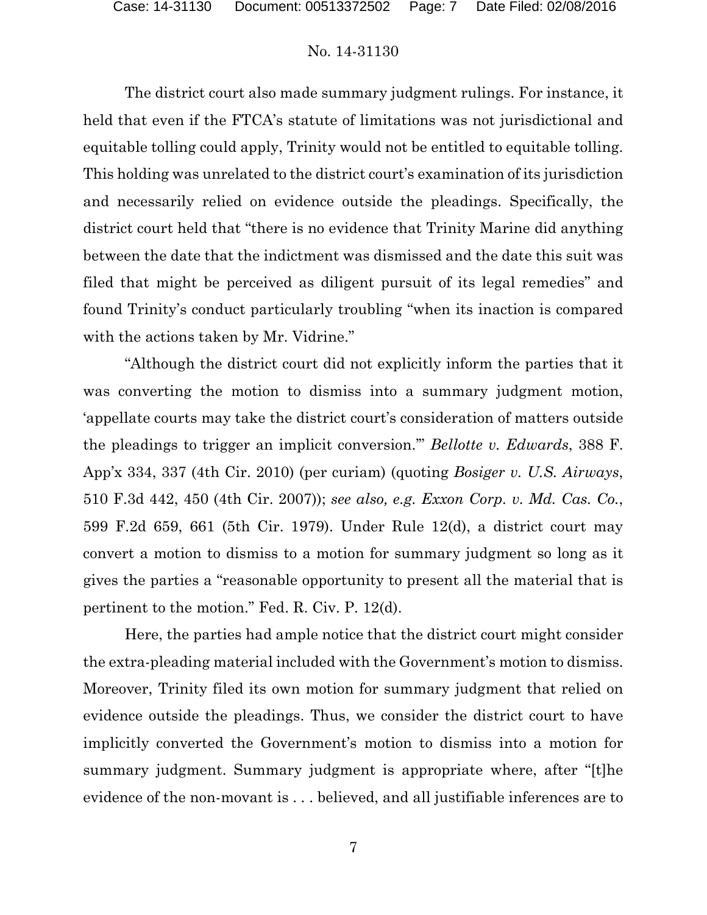The district court also made summary judgment rulings. For instance, it held that even if the FTCA's statute of limitations was not jurisdictional and equitable tolling could apply, Trinity would not be entitled to equitable tolling. This holding was unrelated to the district court's examination of its jurisdiction and necessarily relied on evidence outside the pleadings. Specifically, the district court held that "there is no evidence that Trinity Marine did anything between the date that the indictment was dismissed and the date this suit was filed that might be perceived as diligent pursuit of its legal remedies" and found Trinity's conduct particularly troubling "when its inaction is compared with the actions taken by Mr. Vidrine."

"Although the district court did not explicitly inform the parties that it was converting the motion to dismiss into a summary judgment motion, 'appellate courts may take the district court's consideration of matters outside the pleadings to trigger an implicit conversion.'" *Bellotte v. Edwards*, 388 F. App'x 334, 337 (4th Cir. 2010) (per curiam) (quoting *Bosiger v. U.S. Airways*, 510 F.3d 442, 450 (4th Cir. 2007)); *see also, e.g. Exxon Corp. v. Md. Cas. Co.*, 599 F.2d 659, 661 (5th Cir. 1979). Under Rule 12(d), a district court may convert a motion to dismiss to a motion for summary judgment so long as it gives the parties a "reasonable opportunity to present all the material that is pertinent to the motion." Fed. R. Civ. P. 12(d).

Here, the parties had ample notice that the district court might consider the extra-pleading material included with the Government's motion to dismiss. Moreover, Trinity filed its own motion for summary judgment that relied on evidence outside the pleadings. Thus, we consider the district court to have implicitly converted the Government's motion to dismiss into a motion for summary judgment. Summary judgment is appropriate where, after "[t]he evidence of the non-movant is . . . believed, and all justifiable inferences are to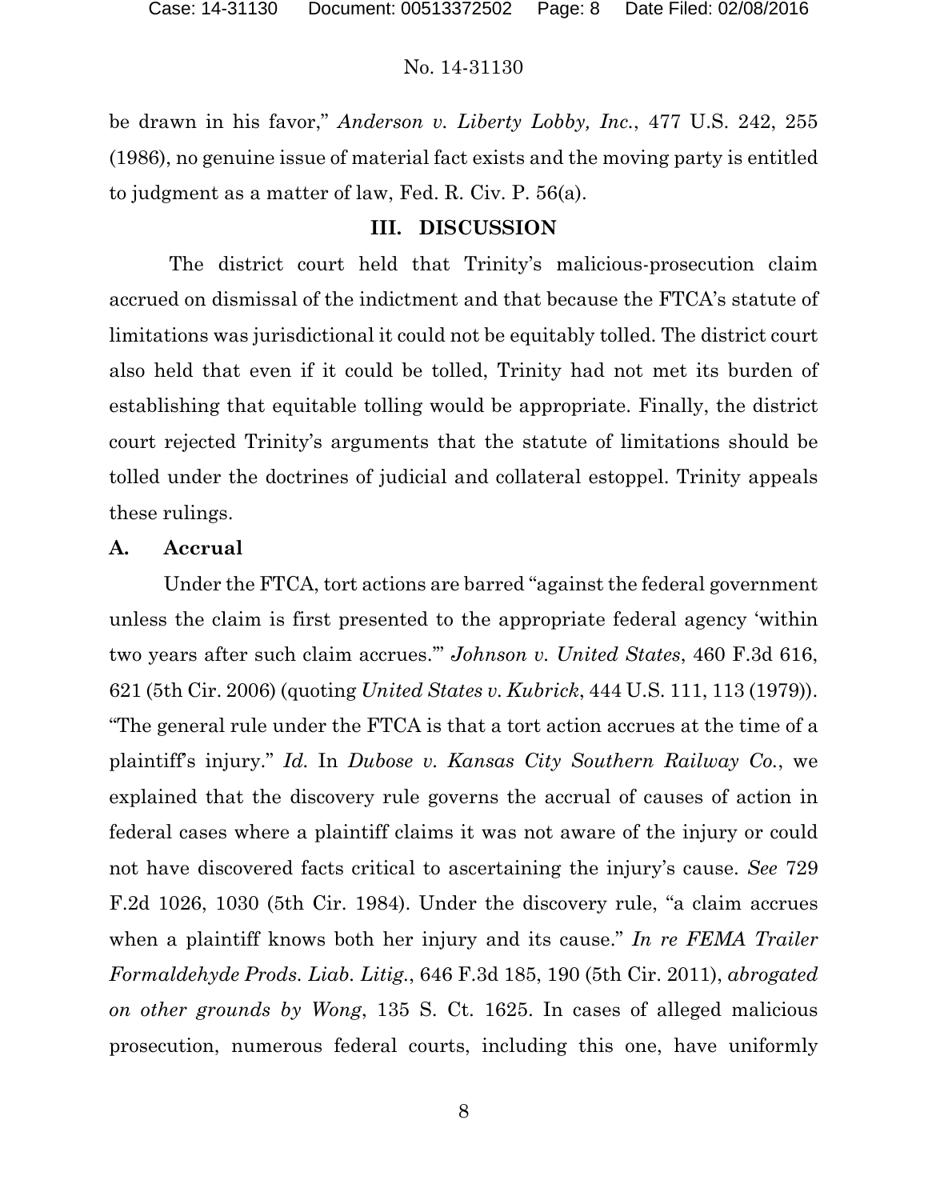be drawn in his favor," *Anderson v. Liberty Lobby, Inc.*, 477 U.S. 242, 255 (1986), no genuine issue of material fact exists and the moving party is entitled to judgment as a matter of law, Fed. R. Civ. P. 56(a).

## III. DISCUSSION

The district court held that Trinity's malicious-prosecution claim accrued on dismissal of the indictment and that because the FTCA's statute of limitations was jurisdictional it could not be equitably tolled. The district court also held that even if it could be tolled, Trinity had not met its burden of establishing that equitable tolling would be appropriate. Finally, the district court rejected Trinity's arguments that the statute of limitations should be tolled under the doctrines of judicial and collateral estoppel. Trinity appeals these rulings.

### A. Accrual

Under the FTCA, tort actions are barred "against the federal government unless the claim is first presented to the appropriate federal agency 'within two years after such claim accrues.'" *Johnson v. United States*, 460 F.3d 616, 621 (5th Cir. 2006) (quoting *United States v. Kubrick*, 444 U.S. 111, 113 (1979)). "The general rule under the FTCA is that a tort action accrues at the time of a plaintiff's injury." *Id.* In *Dubose v. Kansas City Southern Railway Co.*, we explained that the discovery rule governs the accrual of causes of action in federal cases where a plaintiff claims it was not aware of the injury or could not have discovered facts critical to ascertaining the injury's cause. *See* 729 F.2d 1026, 1030 (5th Cir. 1984). Under the discovery rule, "a claim accrues when a plaintiff knows both her injury and its cause." *In re FEMA Trailer Formaldehyde Prods. Liab. Litig.*, 646 F.3d 185, 190 (5th Cir. 2011), *abrogated on other grounds by Wong*, 135 S. Ct. 1625. In cases of alleged malicious prosecution, numerous federal courts, including this one, have uniformly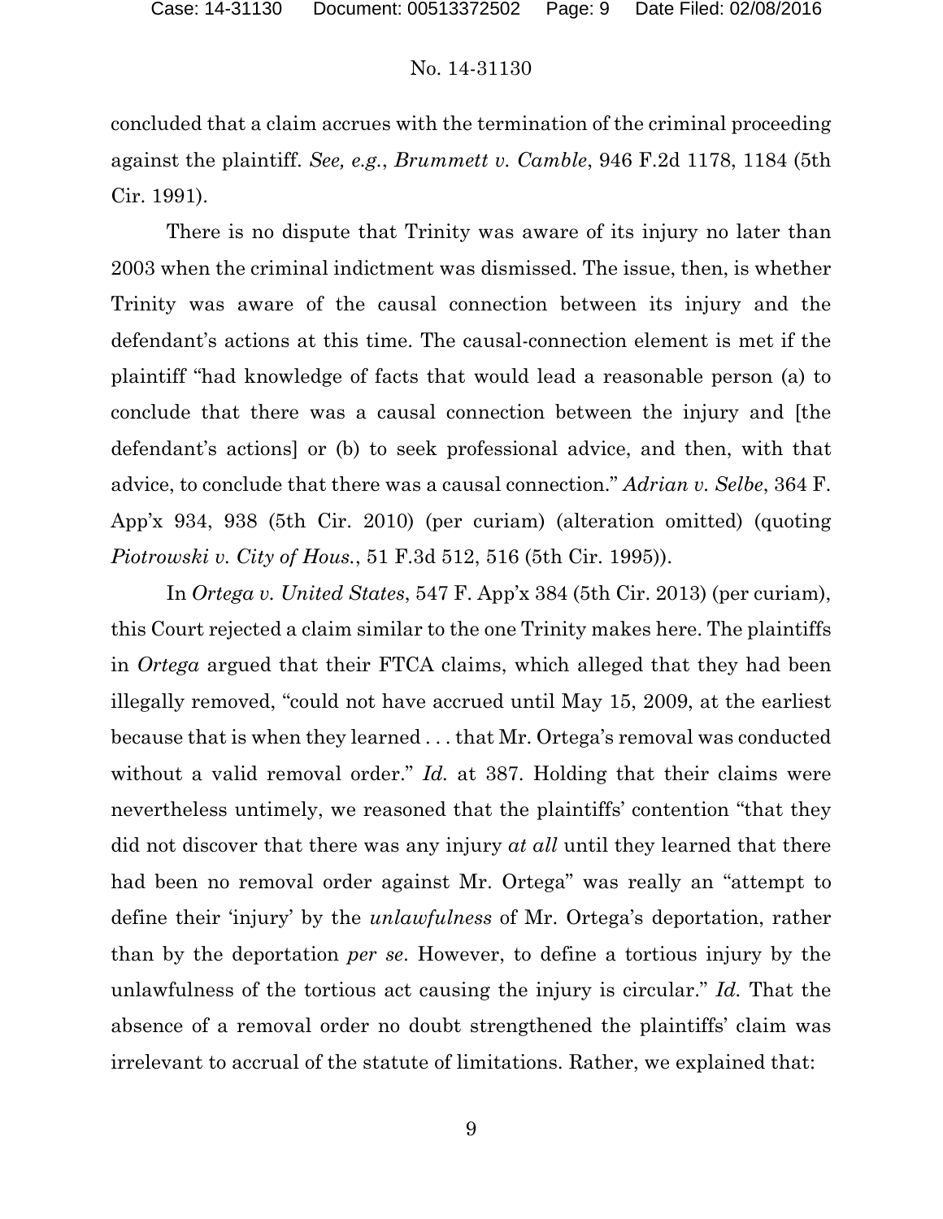concluded that a claim accrues with the termination of the criminal proceeding against the plaintiff. *See, e.g.*, *Brummett v. Camble*, 946 F.2d 1178, 1184 (5th Cir. 1991).

There is no dispute that Trinity was aware of its injury no later than 2003 when the criminal indictment was dismissed. The issue, then, is whether Trinity was aware of the causal connection between its injury and the defendant's actions at this time. The causal-connection element is met if the plaintiff "had knowledge of facts that would lead a reasonable person (a) to conclude that there was a causal connection between the injury and [the defendant's actions] or (b) to seek professional advice, and then, with that advice, to conclude that there was a causal connection." *Adrian v. Selbe*, 364 F. App'x 934, 938 (5th Cir. 2010) (per curiam) (alteration omitted) (quoting *Piotrowski v. City of Hous.*, 51 F.3d 512, 516 (5th Cir. 1995)).

In *Ortega v. United States*, 547 F. App'x 384 (5th Cir. 2013) (per curiam), this Court rejected a claim similar to the one Trinity makes here. The plaintiffs in *Ortega* argued that their FTCA claims, which alleged that they had been illegally removed, "could not have accrued until May 15, 2009, at the earliest because that is when they learned . . . that Mr. Ortega's removal was conducted without a valid removal order." *Id.* at 387. Holding that their claims were nevertheless untimely, we reasoned that the plaintiffs' contention "that they did not discover that there was any injury *at all* until they learned that there had been no removal order against Mr. Ortega" was really an "attempt to define their 'injury' by the *unlawfulness* of Mr. Ortega's deportation, rather than by the deportation *per se*. However, to define a tortious injury by the unlawfulness of the tortious act causing the injury is circular." *Id.* That the absence of a removal order no doubt strengthened the plaintiffs' claim was irrelevant to accrual of the statute of limitations. Rather, we explained that: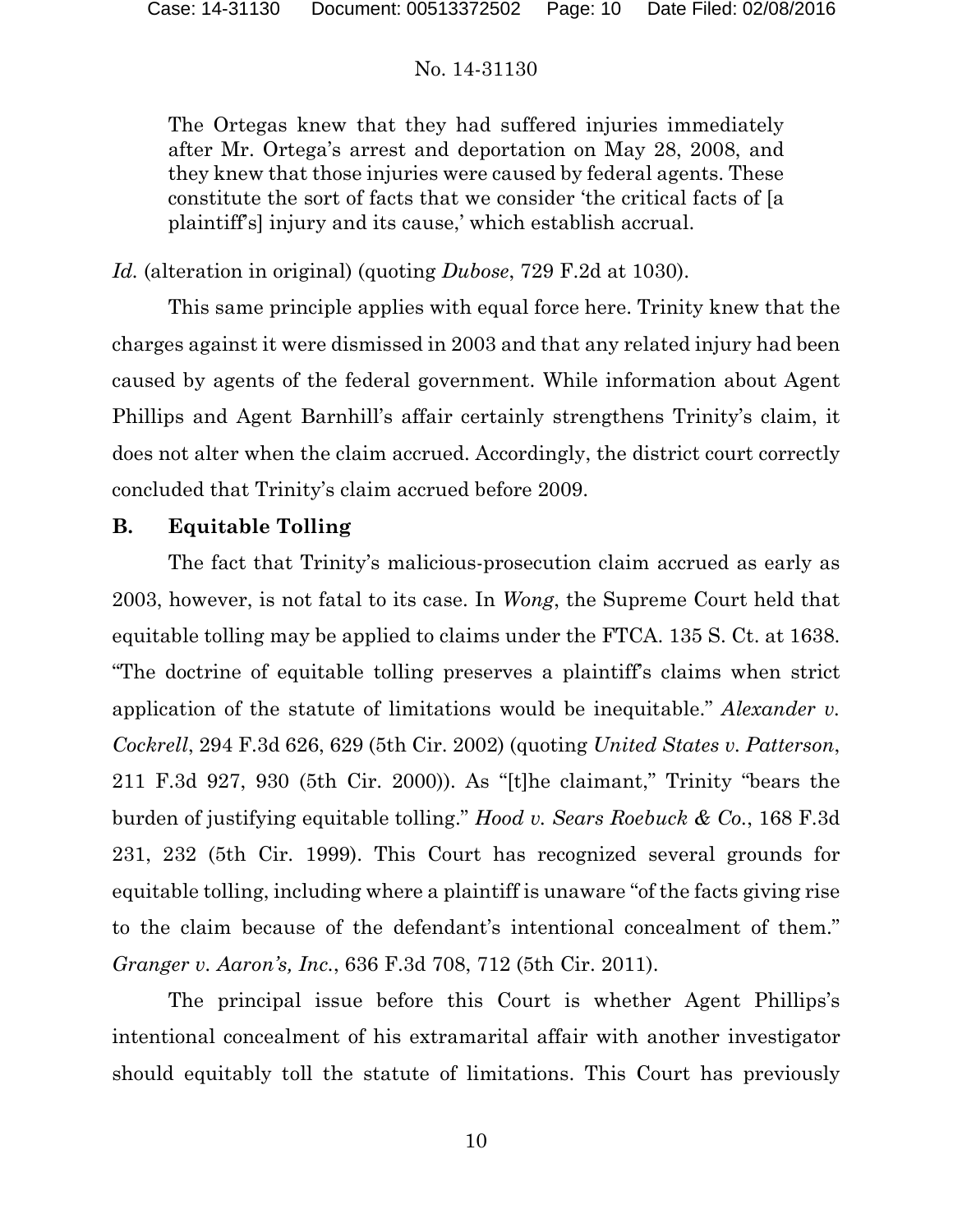> The Ortegas knew that they had suffered injuries immediately after Mr. Ortega's arrest and deportation on May 28, 2008, and they knew that those injuries were caused by federal agents. These constitute the sort of facts that we consider 'the critical facts of [a plaintiff's] injury and its cause,' which establish accrual.

*Id.* (alteration in original) (quoting *Dubose*, 729 F.2d at 1030).

This same principle applies with equal force here. Trinity knew that the charges against it were dismissed in 2003 and that any related injury had been caused by agents of the federal government. While information about Agent Phillips and Agent Barnhill's affair certainly strengthens Trinity's claim, it does not alter when the claim accrued. Accordingly, the district court correctly concluded that Trinity's claim accrued before 2009.

### B. Equitable Tolling

The fact that Trinity's malicious-prosecution claim accrued as early as 2003, however, is not fatal to its case. In *Wong*, the Supreme Court held that equitable tolling may be applied to claims under the FTCA. 135 S. Ct. at 1638. "The doctrine of equitable tolling preserves a plaintiff's claims when strict application of the statute of limitations would be inequitable." *Alexander v. Cockrell*, 294 F.3d 626, 629 (5th Cir. 2002) (quoting *United States v. Patterson*, 211 F.3d 927, 930 (5th Cir. 2000)). As "[t]he claimant," Trinity "bears the burden of justifying equitable tolling." *Hood v. Sears Roebuck & Co.*, 168 F.3d 231, 232 (5th Cir. 1999). This Court has recognized several grounds for equitable tolling, including where a plaintiff is unaware "of the facts giving rise to the claim because of the defendant's intentional concealment of them." *Granger v. Aaron's, Inc.*, 636 F.3d 708, 712 (5th Cir. 2011).

The principal issue before this Court is whether Agent Phillips's intentional concealment of his extramarital affair with another investigator should equitably toll the statute of limitations. This Court has previously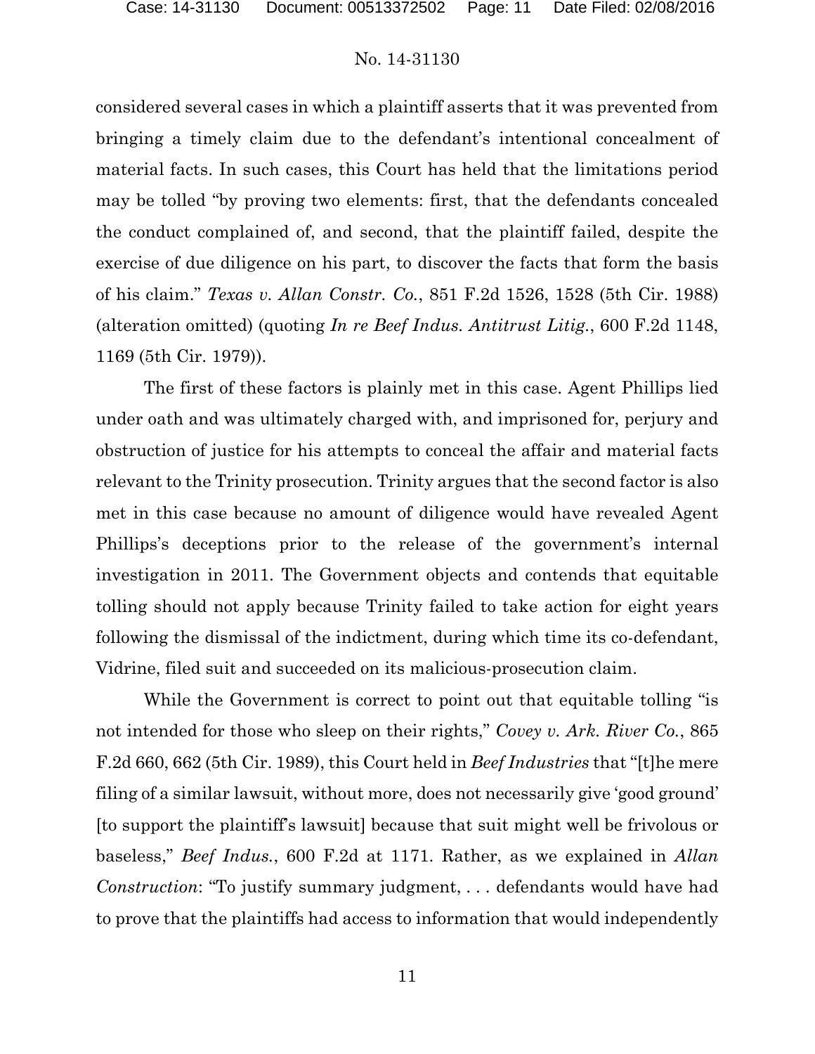considered several cases in which a plaintiff asserts that it was prevented from bringing a timely claim due to the defendant's intentional concealment of material facts. In such cases, this Court has held that the limitations period may be tolled "by proving two elements: first, that the defendants concealed the conduct complained of, and second, that the plaintiff failed, despite the exercise of due diligence on his part, to discover the facts that form the basis of his claim." *Texas v. Allan Constr. Co.*, 851 F.2d 1526, 1528 (5th Cir. 1988) (alteration omitted) (quoting *In re Beef Indus. Antitrust Litig.*, 600 F.2d 1148, 1169 (5th Cir. 1979)).

The first of these factors is plainly met in this case. Agent Phillips lied under oath and was ultimately charged with, and imprisoned for, perjury and obstruction of justice for his attempts to conceal the affair and material facts relevant to the Trinity prosecution. Trinity argues that the second factor is also met in this case because no amount of diligence would have revealed Agent Phillips's deceptions prior to the release of the government's internal investigation in 2011. The Government objects and contends that equitable tolling should not apply because Trinity failed to take action for eight years following the dismissal of the indictment, during which time its co-defendant, Vidrine, filed suit and succeeded on its malicious-prosecution claim.

While the Government is correct to point out that equitable tolling "is not intended for those who sleep on their rights," *Covey v. Ark. River Co.*, 865 F.2d 660, 662 (5th Cir. 1989), this Court held in *Beef Industries* that "[t]he mere filing of a similar lawsuit, without more, does not necessarily give 'good ground' [to support the plaintiff's lawsuit] because that suit might well be frivolous or baseless," *Beef Indus.*, 600 F.2d at 1171. Rather, as we explained in *Allan Construction*: "To justify summary judgment, . . . defendants would have had to prove that the plaintiffs had access to information that would independently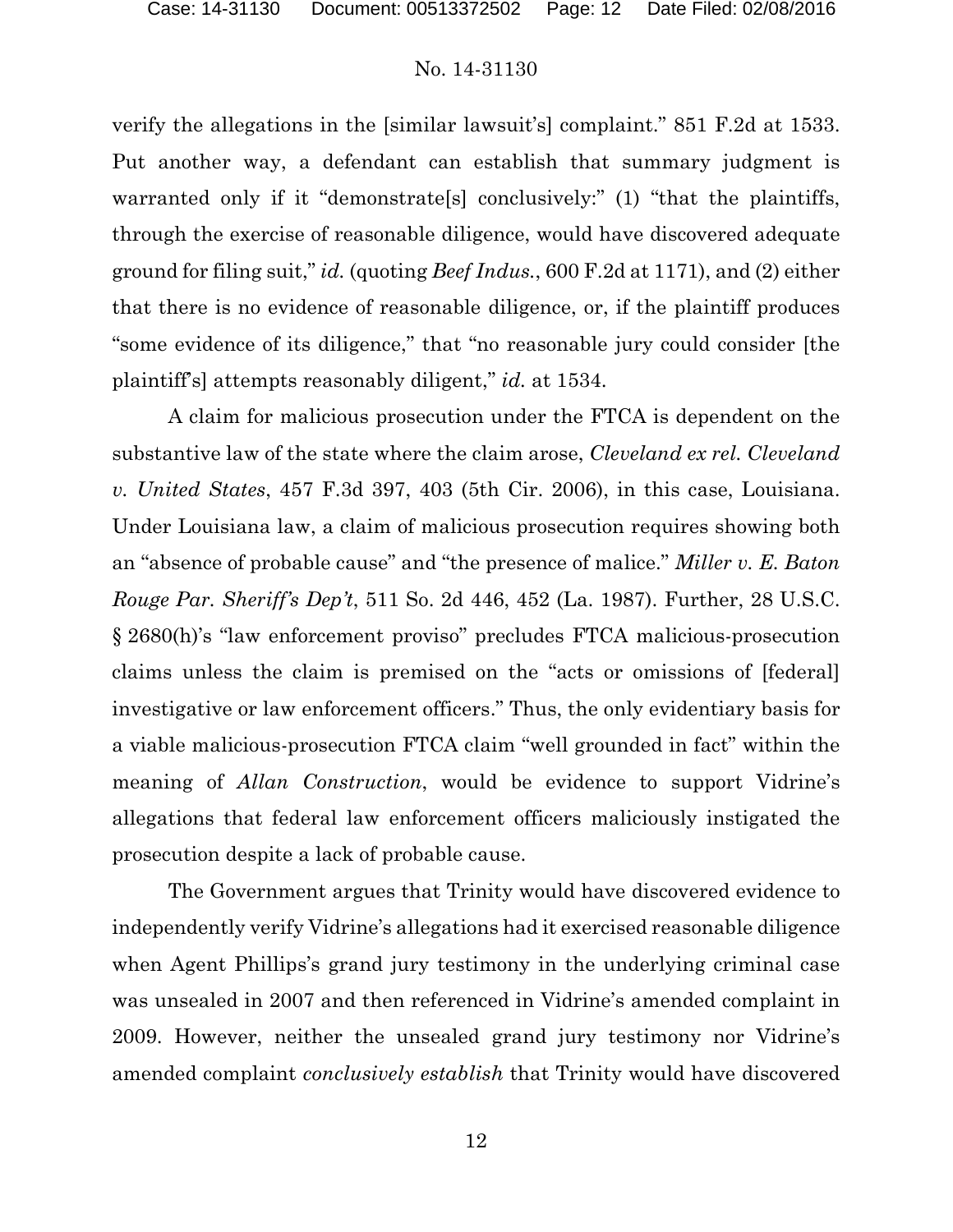verify the allegations in the [similar lawsuit's] complaint." 851 F.2d at 1533. Put another way, a defendant can establish that summary judgment is warranted only if it "demonstrate[s] conclusively:" (1) "that the plaintiffs, through the exercise of reasonable diligence, would have discovered adequate ground for filing suit," *id.* (quoting *Beef Indus.*, 600 F.2d at 1171), and (2) either that there is no evidence of reasonable diligence, or, if the plaintiff produces "some evidence of its diligence," that "no reasonable jury could consider [the plaintiff's] attempts reasonably diligent," *id.* at 1534.

A claim for malicious prosecution under the FTCA is dependent on the substantive law of the state where the claim arose, *Cleveland ex rel. Cleveland v. United States*, 457 F.3d 397, 403 (5th Cir. 2006), in this case, Louisiana. Under Louisiana law, a claim of malicious prosecution requires showing both an "absence of probable cause" and "the presence of malice." *Miller v. E. Baton Rouge Par. Sheriff's Dep't*, 511 So. 2d 446, 452 (La. 1987). Further, 28 U.S.C. § 2680(h)'s "law enforcement proviso" precludes FTCA malicious-prosecution claims unless the claim is premised on the "acts or omissions of [federal] investigative or law enforcement officers." Thus, the only evidentiary basis for a viable malicious-prosecution FTCA claim "well grounded in fact" within the meaning of *Allan Construction*, would be evidence to support Vidrine's allegations that federal law enforcement officers maliciously instigated the prosecution despite a lack of probable cause.

The Government argues that Trinity would have discovered evidence to independently verify Vidrine's allegations had it exercised reasonable diligence when Agent Phillips's grand jury testimony in the underlying criminal case was unsealed in 2007 and then referenced in Vidrine's amended complaint in 2009. However, neither the unsealed grand jury testimony nor Vidrine's amended complaint *conclusively establish* that Trinity would have discovered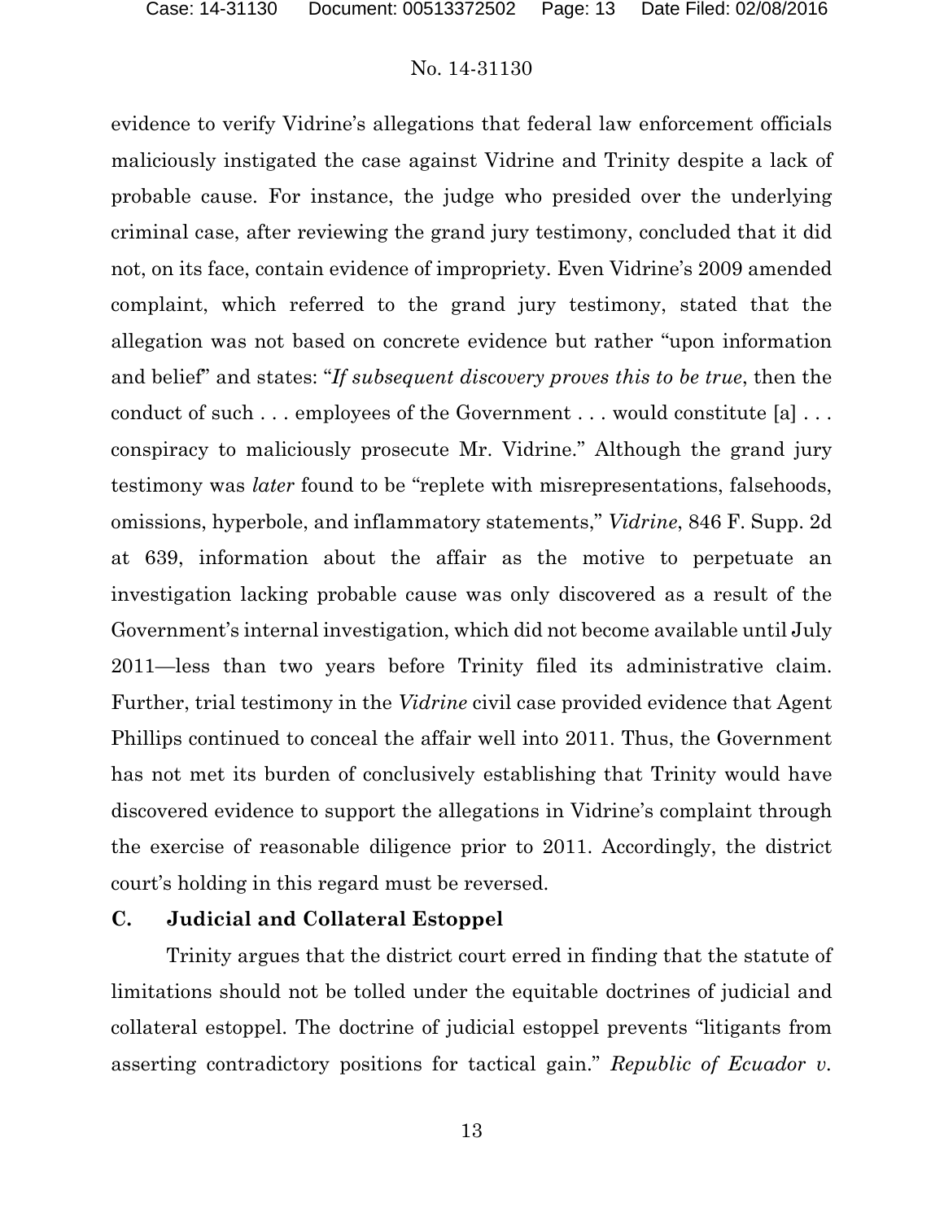evidence to verify Vidrine's allegations that federal law enforcement officials maliciously instigated the case against Vidrine and Trinity despite a lack of probable cause. For instance, the judge who presided over the underlying criminal case, after reviewing the grand jury testimony, concluded that it did not, on its face, contain evidence of impropriety. Even Vidrine's 2009 amended complaint, which referred to the grand jury testimony, stated that the allegation was not based on concrete evidence but rather "upon information and belief" and states: "*If subsequent discovery proves this to be true*, then the conduct of such . . . employees of the Government . . . would constitute [a] . . . conspiracy to maliciously prosecute Mr. Vidrine." Although the grand jury testimony was *later* found to be "replete with misrepresentations, falsehoods, omissions, hyperbole, and inflammatory statements," *Vidrine*, 846 F. Supp. 2d at 639, information about the affair as the motive to perpetuate an investigation lacking probable cause was only discovered as a result of the Government's internal investigation, which did not become available until July 2011—less than two years before Trinity filed its administrative claim. Further, trial testimony in the *Vidrine* civil case provided evidence that Agent Phillips continued to conceal the affair well into 2011. Thus, the Government has not met its burden of conclusively establishing that Trinity would have discovered evidence to support the allegations in Vidrine's complaint through the exercise of reasonable diligence prior to 2011. Accordingly, the district court's holding in this regard must be reversed.

### C. Judicial and Collateral Estoppel

Trinity argues that the district court erred in finding that the statute of limitations should not be tolled under the equitable doctrines of judicial and collateral estoppel. The doctrine of judicial estoppel prevents "litigants from asserting contradictory positions for tactical gain." *Republic of Ecuador v.*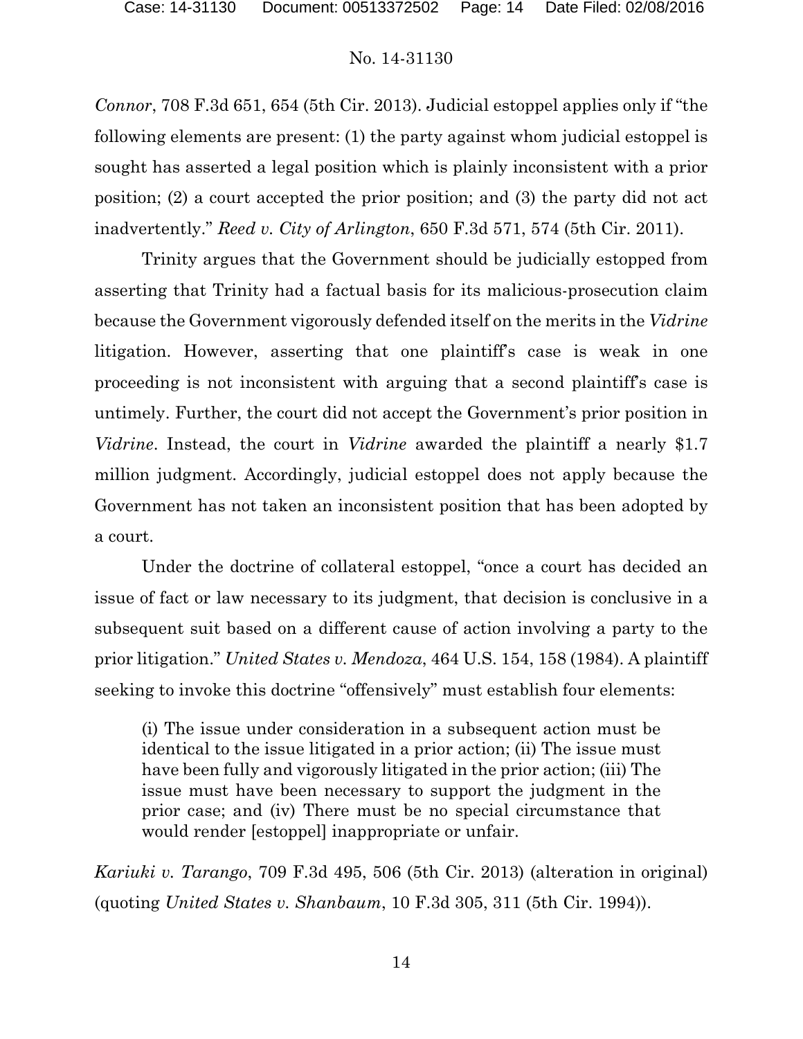*Connor*, 708 F.3d 651, 654 (5th Cir. 2013). Judicial estoppel applies only if "the following elements are present: (1) the party against whom judicial estoppel is sought has asserted a legal position which is plainly inconsistent with a prior position; (2) a court accepted the prior position; and (3) the party did not act inadvertently." *Reed v. City of Arlington*, 650 F.3d 571, 574 (5th Cir. 2011).

Trinity argues that the Government should be judicially estopped from asserting that Trinity had a factual basis for its malicious-prosecution claim because the Government vigorously defended itself on the merits in the *Vidrine* litigation. However, asserting that one plaintiff's case is weak in one proceeding is not inconsistent with arguing that a second plaintiff's case is untimely. Further, the court did not accept the Government's prior position in *Vidrine*. Instead, the court in *Vidrine* awarded the plaintiff a nearly $1.7 million judgment. Accordingly, judicial estoppel does not apply because the Government has not taken an inconsistent position that has been adopted by a court.

Under the doctrine of collateral estoppel, "once a court has decided an issue of fact or law necessary to its judgment, that decision is conclusive in a subsequent suit based on a different cause of action involving a party to the prior litigation." *United States v. Mendoza*, 464 U.S. 154, 158 (1984). A plaintiff seeking to invoke this doctrine "offensively" must establish four elements:

> (i) The issue under consideration in a subsequent action must be identical to the issue litigated in a prior action; (ii) The issue must have been fully and vigorously litigated in the prior action; (iii) The issue must have been necessary to support the judgment in the prior case; and (iv) There must be no special circumstance that would render [estoppel] inappropriate or unfair.

*Kariuki v. Tarango*, 709 F.3d 495, 506 (5th Cir. 2013) (alteration in original) (quoting *United States v. Shanbaum*, 10 F.3d 305, 311 (5th Cir. 1994)).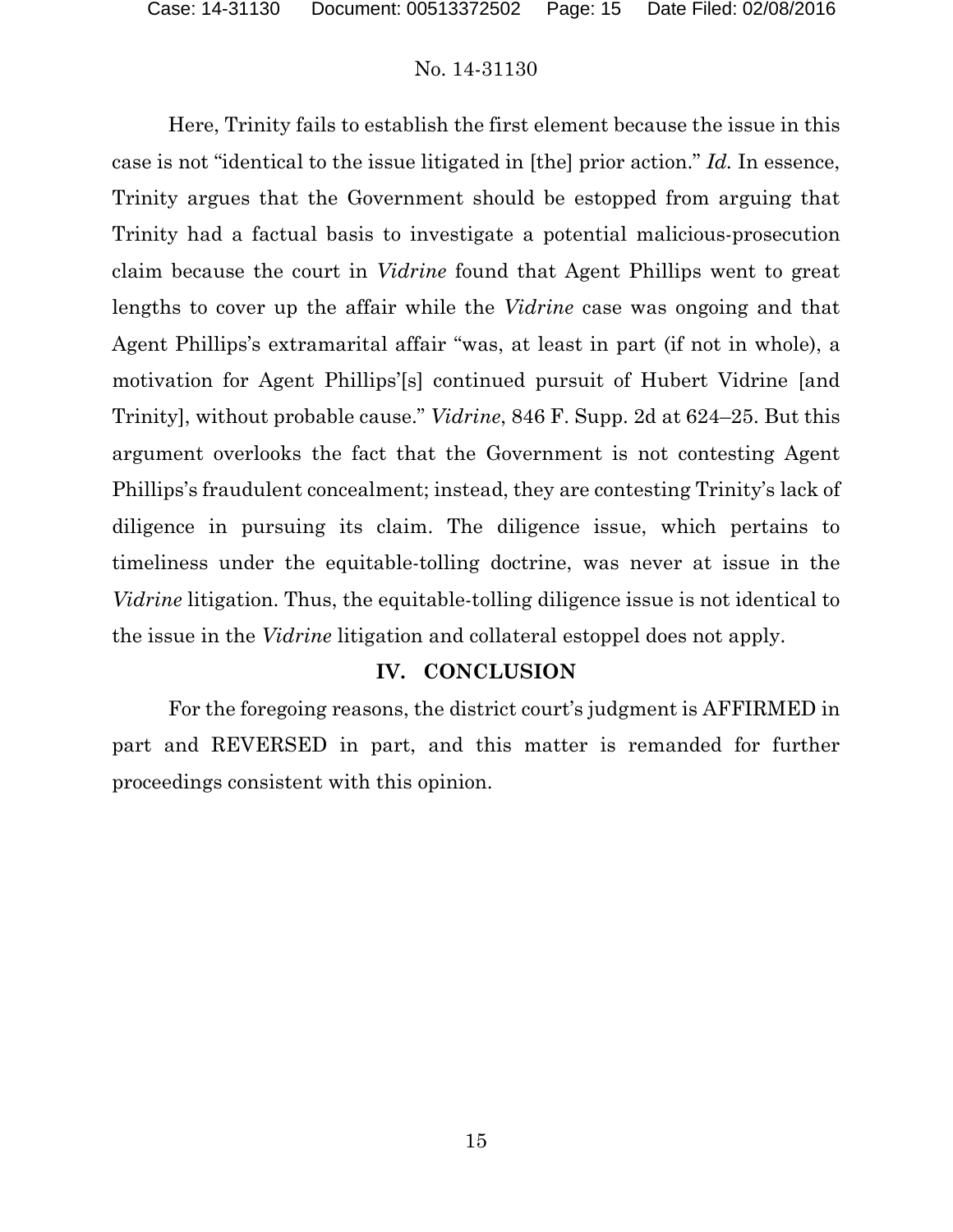Here, Trinity fails to establish the first element because the issue in this case is not "identical to the issue litigated in [the] prior action." *Id.* In essence, Trinity argues that the Government should be estopped from arguing that Trinity had a factual basis to investigate a potential malicious-prosecution claim because the court in *Vidrine* found that Agent Phillips went to great lengths to cover up the affair while the *Vidrine* case was ongoing and that Agent Phillips's extramarital affair "was, at least in part (if not in whole), a motivation for Agent Phillips'[s] continued pursuit of Hubert Vidrine [and Trinity], without probable cause." *Vidrine*, 846 F. Supp. 2d at 624–25. But this argument overlooks the fact that the Government is not contesting Agent Phillips's fraudulent concealment; instead, they are contesting Trinity's lack of diligence in pursuing its claim. The diligence issue, which pertains to timeliness under the equitable-tolling doctrine, was never at issue in the *Vidrine* litigation. Thus, the equitable-tolling diligence issue is not identical to the issue in the *Vidrine* litigation and collateral estoppel does not apply.

## IV. CONCLUSION

For the foregoing reasons, the district court's judgment is AFFIRMED in part and REVERSED in part, and this matter is remanded for further proceedings consistent with this opinion.